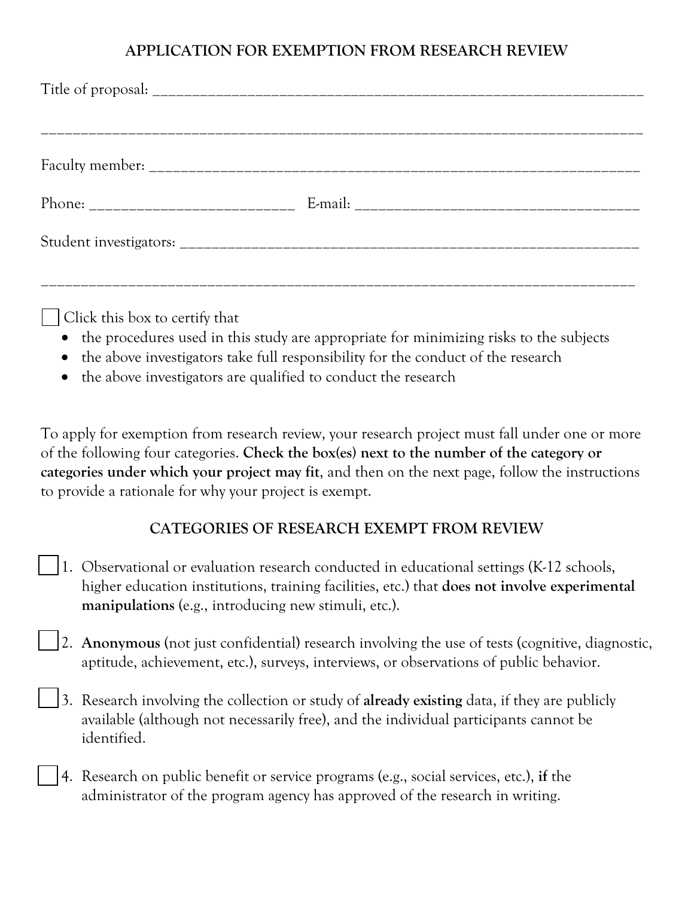## APPLICATION FOR EXEMPTION FROM RESEARCH REVIEW

Title of proposal: ______________________________________________________________

______________________________________________________________________________

Faculty member: ______________________________________________________________

Phone: __________________________ E-mail: ___________________________________

Student investigators: __________________________________________________________

______________________________________________________________________________

☐ Click this box to certify that

- the procedures used in this study are appropriate for minimizing risks to the subjects
- the above investigators take full responsibility for the conduct of the research
- the above investigators are qualified to conduct the research

To apply for exemption from research review, your research project must fall under one or more of the following four categories. **Check the box(es) next to the number of the category or categories under which your project may fit**, and then on the next page, follow the instructions to provide a rationale for why your project is exempt.

## CATEGORIES OF RESEARCH EXEMPT FROM REVIEW

☐ 1. Observational or evaluation research conducted in educational settings (K-12 schools, higher education institutions, training facilities, etc.) that **does not involve experimental manipulations** (e.g., introducing new stimuli, etc.).

☐ 2. **Anonymous** (not just confidential) research involving the use of tests (cognitive, diagnostic, aptitude, achievement, etc.), surveys, interviews, or observations of public behavior.

☐ 3. Research involving the collection or study of **already existing** data, if they are publicly available (although not necessarily free), and the individual participants cannot be identified.

☐ 4. Research on public benefit or service programs (e.g., social services, etc.), **if** the administrator of the program agency has approved of the research in writing.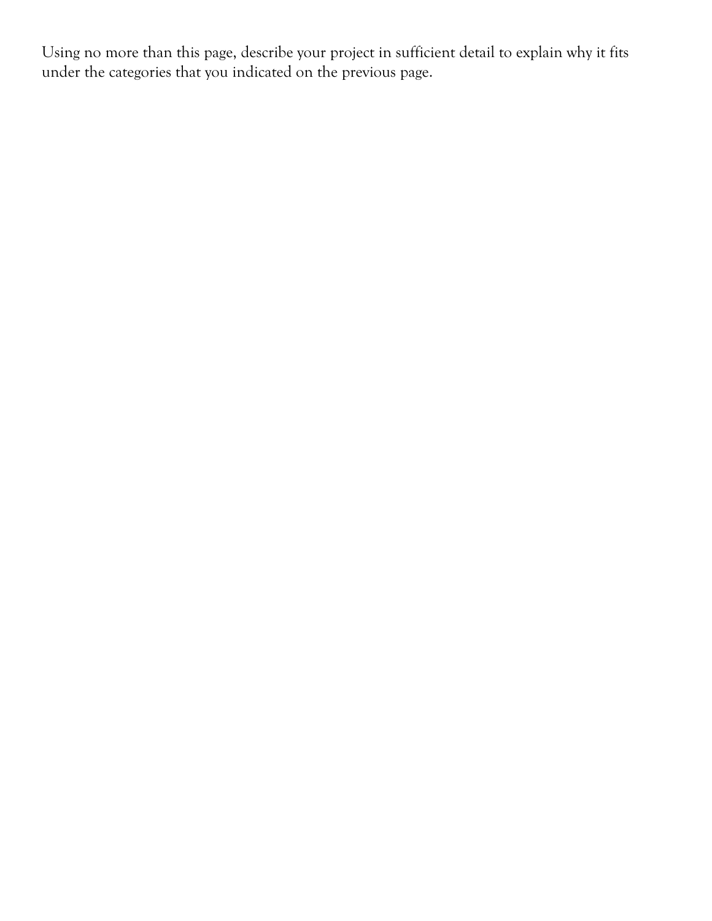Using no more than this page, describe your project in sufficient detail to explain why it fits under the categories that you indicated on the previous page.